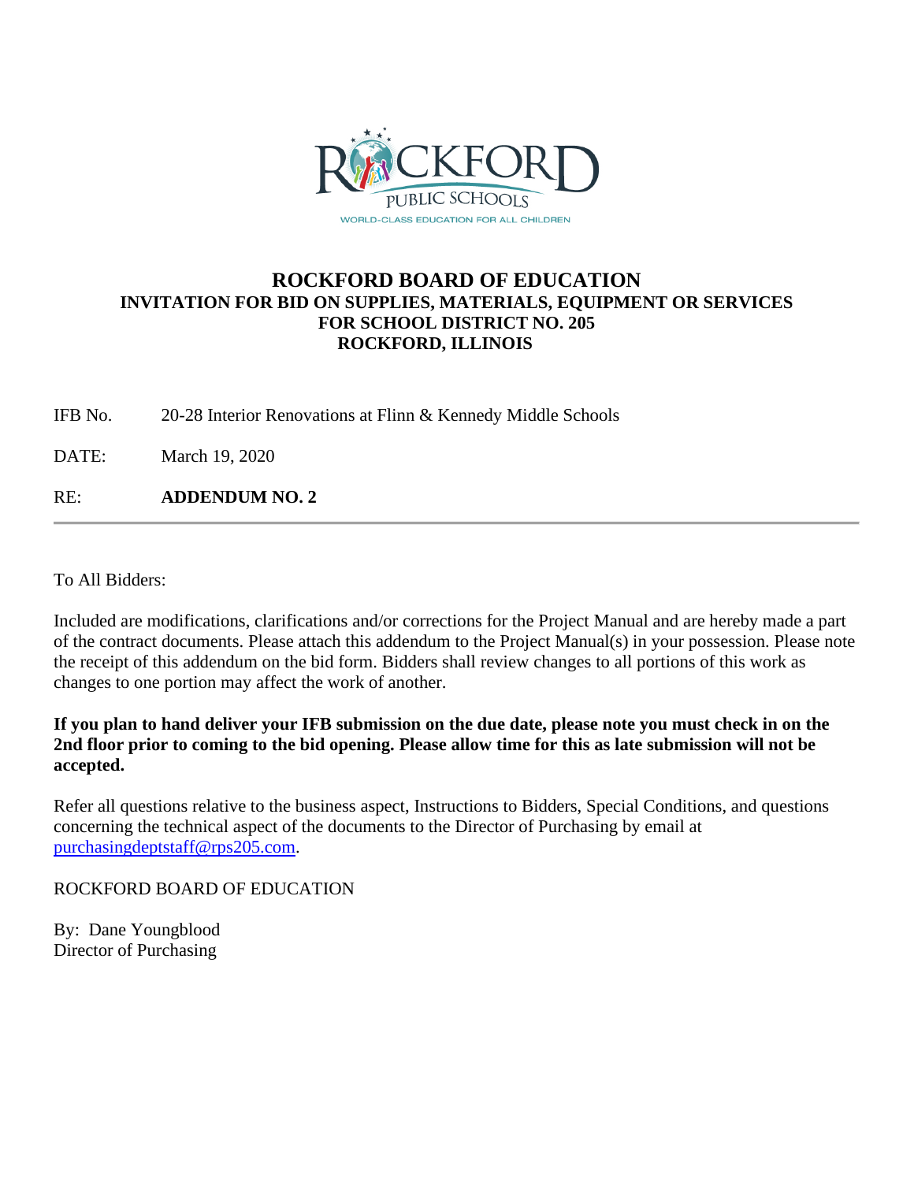# ROCKFORD BOARD OF EDUCATION

**INVITATION FOR BID ON SUPPLIES, MATERIALS, EQUIPMENT OR SERVICES FOR SCHOOL DISTRICT NO. 205 ROCKFORD, ILLINOIS**

IFB No. 20-28 Interior Renovations at Flinn & Kennedy Middle Schools

DATE: March 19, 2020

RE: **ADDENDUM NO. 2**

---

To All Bidders:

Included are modifications, clarifications and/or corrections for the Project Manual and are hereby made a part of the contract documents. Please attach this addendum to the Project Manual(s) in your possession. Please note the receipt of this addendum on the bid form. Bidders shall review changes to all portions of this work as changes to one portion may affect the work of another.

**If you plan to hand deliver your IFB submission on the due date, please note you must check in on the 2nd floor prior to coming to the bid opening. Please allow time for this as late submission will not be accepted.**

Refer all questions relative to the business aspect, Instructions to Bidders, Special Conditions, and questions concerning the technical aspect of the documents to the Director of Purchasing by email at purchasingdeptstaff@rps205.com.

ROCKFORD BOARD OF EDUCATION

By: Dane Youngblood
Director of Purchasing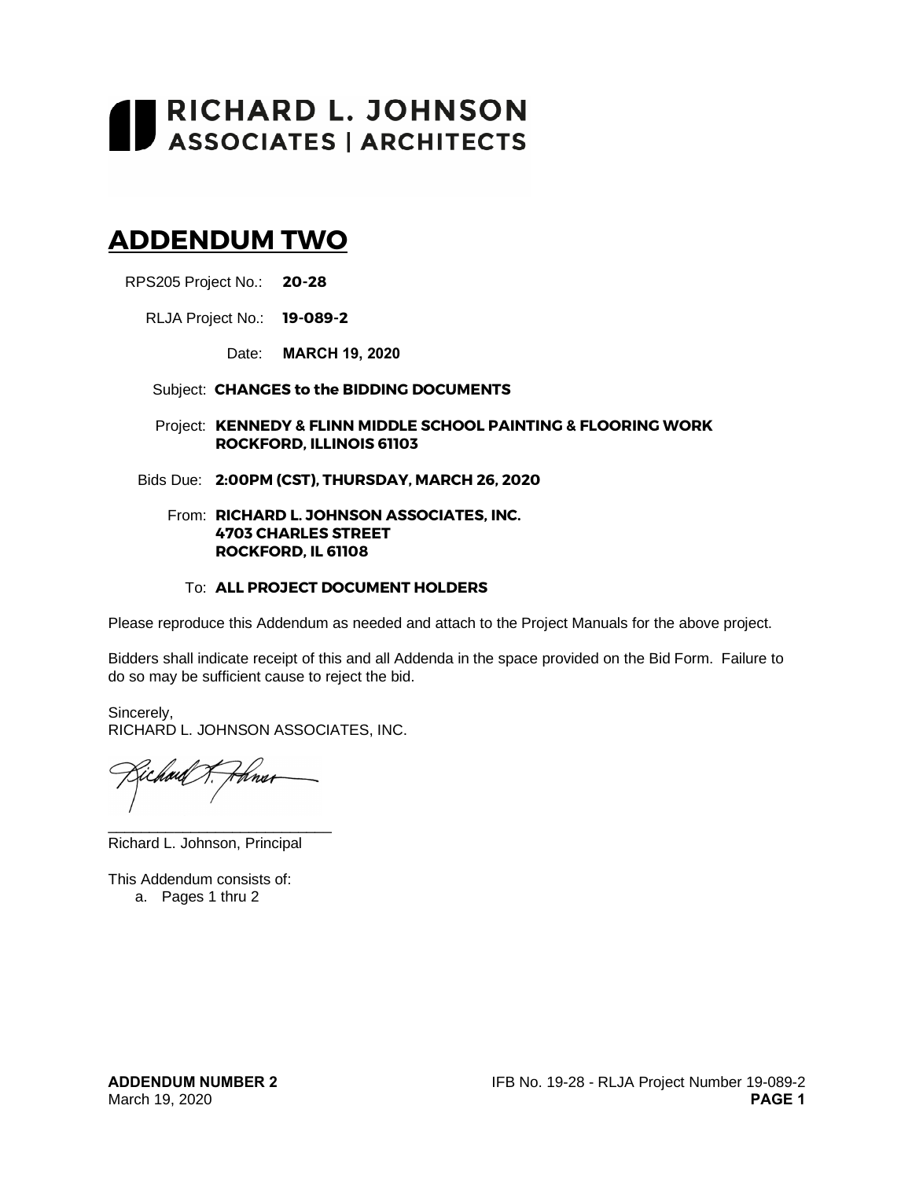# RICHARD L. JOHNSON ASSOCIATES | ARCHITECTS

## ADDENDUM TWO

RPS205 Project No.: **20-28**

RLJA Project No.: **19-089-2**

Date: **MARCH 19, 2020**

Subject: **CHANGES to the BIDDING DOCUMENTS**

Project: **KENNEDY & FLINN MIDDLE SCHOOL PAINTING & FLOORING WORK ROCKFORD, ILLINOIS 61103**

Bids Due: **2:00PM (CST), THURSDAY, MARCH 26, 2020**

From: **RICHARD L. JOHNSON ASSOCIATES, INC.**
**4703 CHARLES STREET**
**ROCKFORD, IL 61108**

To: **ALL PROJECT DOCUMENT HOLDERS**

Please reproduce this Addendum as needed and attach to the Project Manuals for the above project.

Bidders shall indicate receipt of this and all Addenda in the space provided on the Bid Form. Failure to do so may be sufficient cause to reject the bid.

Sincerely,
RICHARD L. JOHNSON ASSOCIATES, INC.

\_\_\_\_\_\_\_\_\_\_\_\_\_\_\_\_\_\_\_\_\_\_\_\_\_\_\_\_
Richard L. Johnson, Principal

This Addendum consists of:

a. Pages 1 thru 2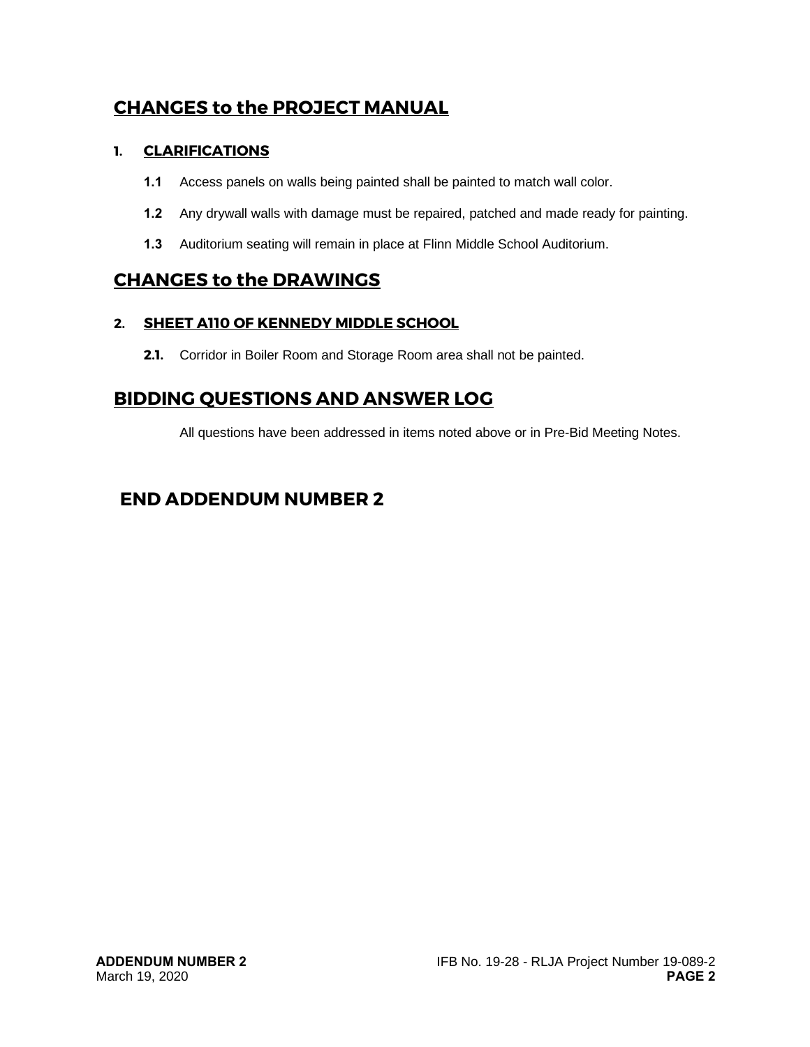## CHANGES to the PROJECT MANUAL

### 1. CLARIFICATIONS

**1.1** Access panels on walls being painted shall be painted to match wall color.

**1.2** Any drywall walls with damage must be repaired, patched and made ready for painting.

**1.3** Auditorium seating will remain in place at Flinn Middle School Auditorium.

## CHANGES to the DRAWINGS

### 2. SHEET A110 OF KENNEDY MIDDLE SCHOOL

**2.1.** Corridor in Boiler Room and Storage Room area shall not be painted.

## BIDDING QUESTIONS AND ANSWER LOG

All questions have been addressed in items noted above or in Pre-Bid Meeting Notes.

## END ADDENDUM NUMBER 2